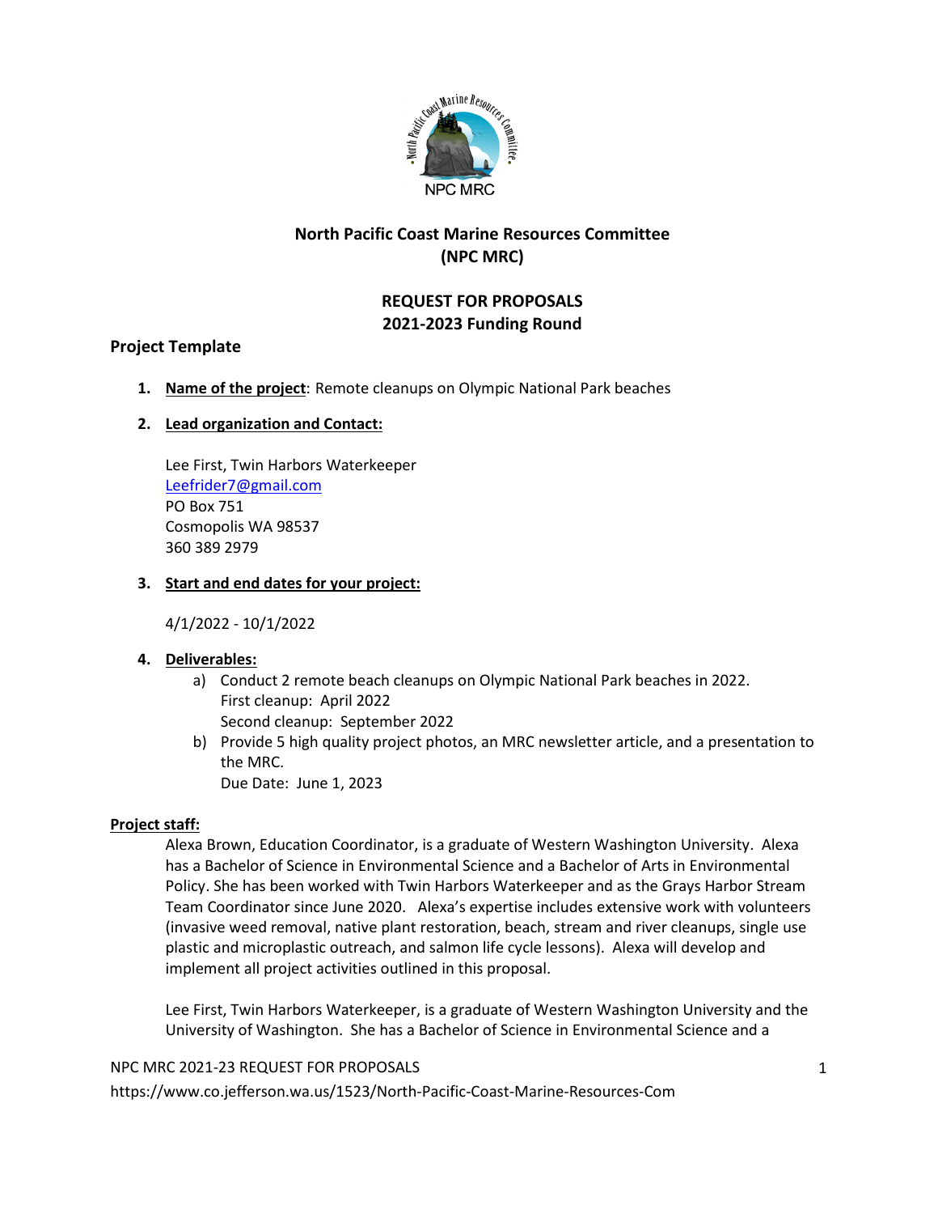**North Pacific Coast Marine Resources Committee (NPC MRC)**

**REQUEST FOR PROPOSALS**
**2021-2023 Funding Round**

**Project Template**

1. **Name of the project**: Remote cleanups on Olympic National Park beaches

2. **Lead organization and Contact:**

   Lee First, Twin Harbors Waterkeeper
   Leefrider7@gmail.com
   PO Box 751
   Cosmopolis WA 98537
   360 389 2979

3. **Start and end dates for your project:**

   4/1/2022 - 10/1/2022

4. **Deliverables:**
   a) Conduct 2 remote beach cleanups on Olympic National Park beaches in 2022.
      First cleanup: April 2022
      Second cleanup: September 2022
   b) Provide 5 high quality project photos, an MRC newsletter article, and a presentation to the MRC.
      Due Date: June 1, 2023

**Project staff:**

Alexa Brown, Education Coordinator, is a graduate of Western Washington University. Alexa has a Bachelor of Science in Environmental Science and a Bachelor of Arts in Environmental Policy. She has been worked with Twin Harbors Waterkeeper and as the Grays Harbor Stream Team Coordinator since June 2020. Alexa's expertise includes extensive work with volunteers (invasive weed removal, native plant restoration, beach, stream and river cleanups, single use plastic and microplastic outreach, and salmon life cycle lessons). Alexa will develop and implement all project activities outlined in this proposal.

Lee First, Twin Harbors Waterkeeper, is a graduate of Western Washington University and the University of Washington. She has a Bachelor of Science in Environmental Science and a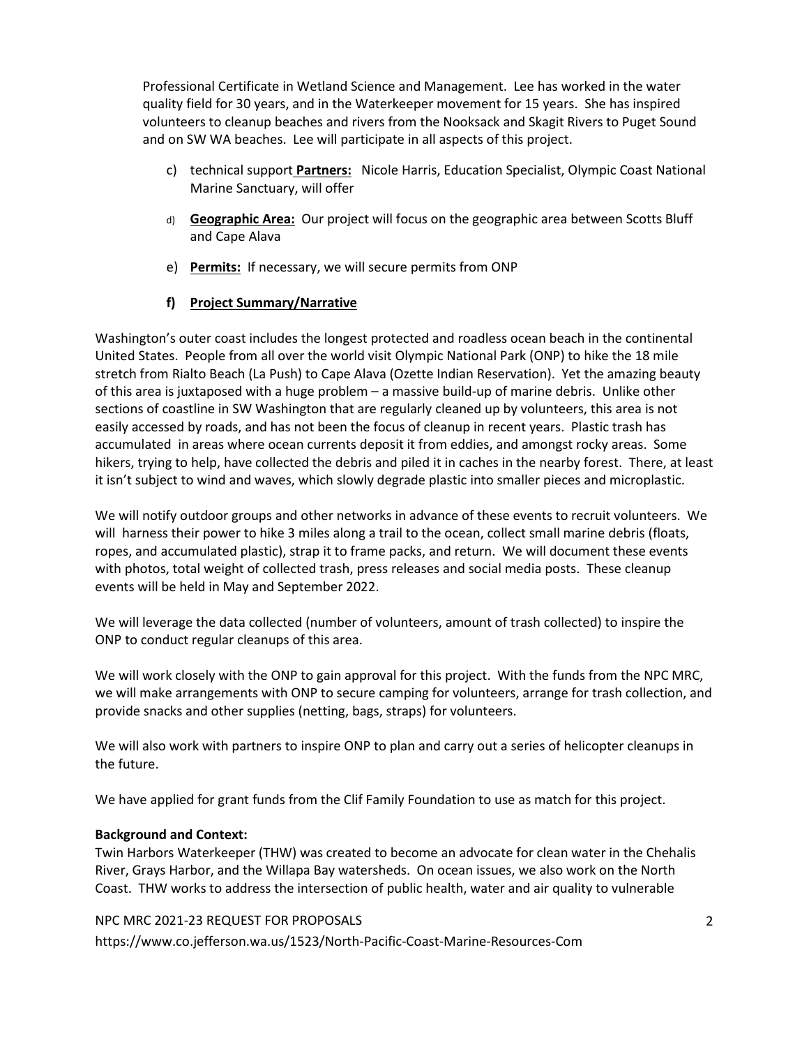Professional Certificate in Wetland Science and Management. Lee has worked in the water quality field for 30 years, and in the Waterkeeper movement for 15 years. She has inspired volunteers to cleanup beaches and rivers from the Nooksack and Skagit Rivers to Puget Sound and on SW WA beaches. Lee will participate in all aspects of this project.

c) technical support **Partners:** Nicole Harris, Education Specialist, Olympic Coast National Marine Sanctuary, will offer

d) **Geographic Area:** Our project will focus on the geographic area between Scotts Bluff and Cape Alava

e) **Permits:** If necessary, we will secure permits from ONP

**f) Project Summary/Narrative**

Washington's outer coast includes the longest protected and roadless ocean beach in the continental United States. People from all over the world visit Olympic National Park (ONP) to hike the 18 mile stretch from Rialto Beach (La Push) to Cape Alava (Ozette Indian Reservation). Yet the amazing beauty of this area is juxtaposed with a huge problem – a massive build-up of marine debris. Unlike other sections of coastline in SW Washington that are regularly cleaned up by volunteers, this area is not easily accessed by roads, and has not been the focus of cleanup in recent years. Plastic trash has accumulated in areas where ocean currents deposit it from eddies, and amongst rocky areas. Some hikers, trying to help, have collected the debris and piled it in caches in the nearby forest. There, at least it isn't subject to wind and waves, which slowly degrade plastic into smaller pieces and microplastic.

We will notify outdoor groups and other networks in advance of these events to recruit volunteers. We will harness their power to hike 3 miles along a trail to the ocean, collect small marine debris (floats, ropes, and accumulated plastic), strap it to frame packs, and return. We will document these events with photos, total weight of collected trash, press releases and social media posts. These cleanup events will be held in May and September 2022.

We will leverage the data collected (number of volunteers, amount of trash collected) to inspire the ONP to conduct regular cleanups of this area.

We will work closely with the ONP to gain approval for this project. With the funds from the NPC MRC, we will make arrangements with ONP to secure camping for volunteers, arrange for trash collection, and provide snacks and other supplies (netting, bags, straps) for volunteers.

We will also work with partners to inspire ONP to plan and carry out a series of helicopter cleanups in the future.

We have applied for grant funds from the Clif Family Foundation to use as match for this project.

**Background and Context:**

Twin Harbors Waterkeeper (THW) was created to become an advocate for clean water in the Chehalis River, Grays Harbor, and the Willapa Bay watersheds. On ocean issues, we also work on the North Coast. THW works to address the intersection of public health, water and air quality to vulnerable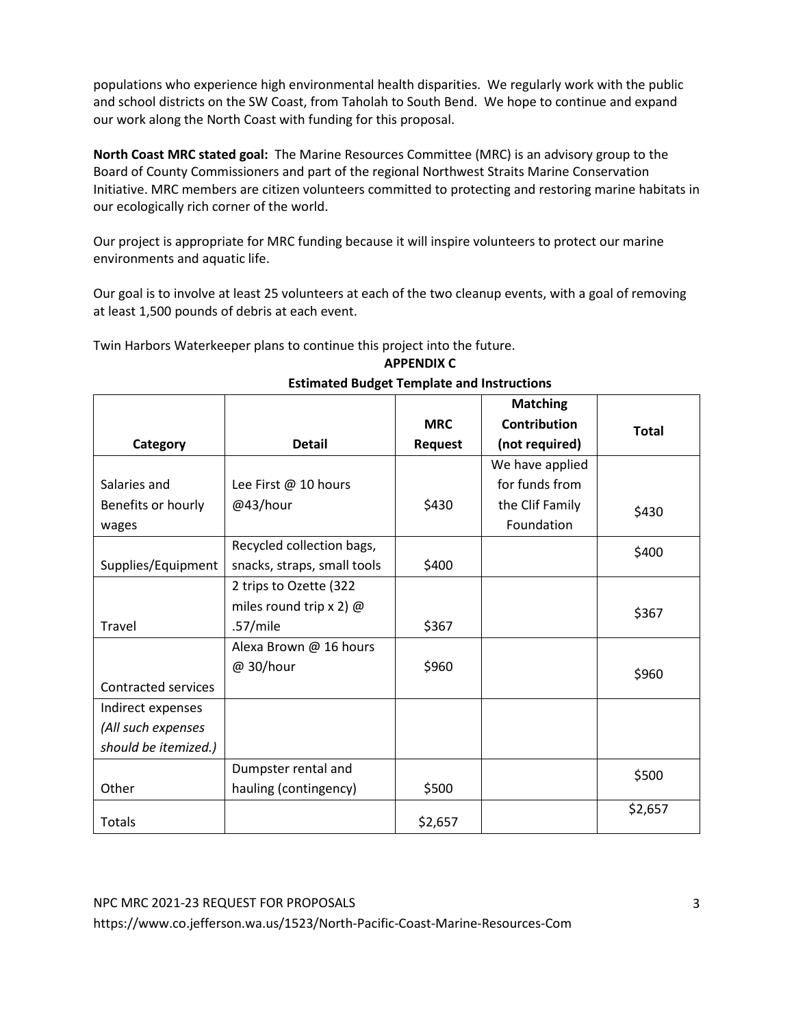populations who experience high environmental health disparities. We regularly work with the public and school districts on the SW Coast, from Taholah to South Bend. We hope to continue and expand our work along the North Coast with funding for this proposal.

**North Coast MRC stated goal:** The Marine Resources Committee (MRC) is an advisory group to the Board of County Commissioners and part of the regional Northwest Straits Marine Conservation Initiative. MRC members are citizen volunteers committed to protecting and restoring marine habitats in our ecologically rich corner of the world.

Our project is appropriate for MRC funding because it will inspire volunteers to protect our marine environments and aquatic life.

Our goal is to involve at least 25 volunteers at each of the two cleanup events, with a goal of removing at least 1,500 pounds of debris at each event.

Twin Harbors Waterkeeper plans to continue this project into the future.

**APPENDIX C**

**Estimated Budget Template and Instructions**

| Category | Detail | MRC Request | Matching Contribution (not required) | Total |
|---|---|---|---|---|
| Salaries and Benefits or hourly wages | Lee First @ 10 hours @43/hour | \$430 | We have applied for funds from the Clif Family Foundation | \$430 |
| Supplies/Equipment | Recycled collection bags, snacks, straps, small tools | \$400 | | \$400 |
| Travel | 2 trips to Ozette (322 miles round trip x 2) @ .57/mile | \$367 | | \$367 |
| Contracted services | Alexa Brown @ 16 hours @ 30/hour | \$960 | | \$960 |
| Indirect expenses *(All such expenses should be itemized.)* | | | | |
| Other | Dumpster rental and hauling (contingency) | \$500 | | \$500 |
| Totals | | \$2,657 | | \$2,657 |

NPC MRC 2021-23 REQUEST FOR PROPOSALS
https://www.co.jefferson.wa.us/1523/North-Pacific-Coast-Marine-Resources-Com